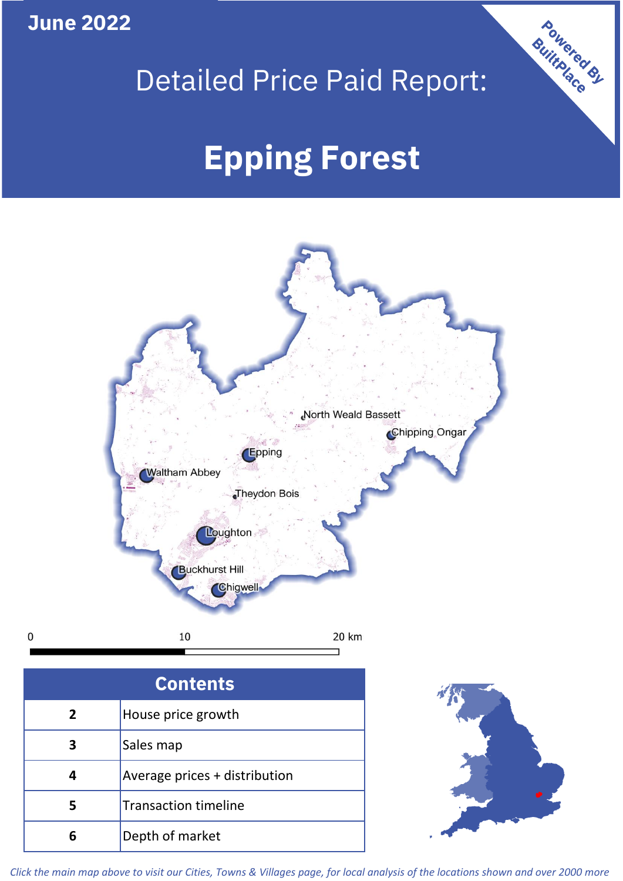June 2022

# Detailed Price Paid Report:

# Epping Forest

Powered By BuiltPlace

North Weald Bassett

Chipping Ongar

Epping

Waltham Abbey

Theydon Bois

Loughton

Buckhurst Hill

Chigwell

0 10 20 km

| Contents | |
|---|---|
| 2 | House price growth |
| 3 | Sales map |
| 4 | Average prices + distribution |
| 5 | Transaction timeline |
| 6 | Depth of market |

*Click the main map above to visit our Cities, Towns & Villages page, for local analysis of the locations shown and over 2000 more*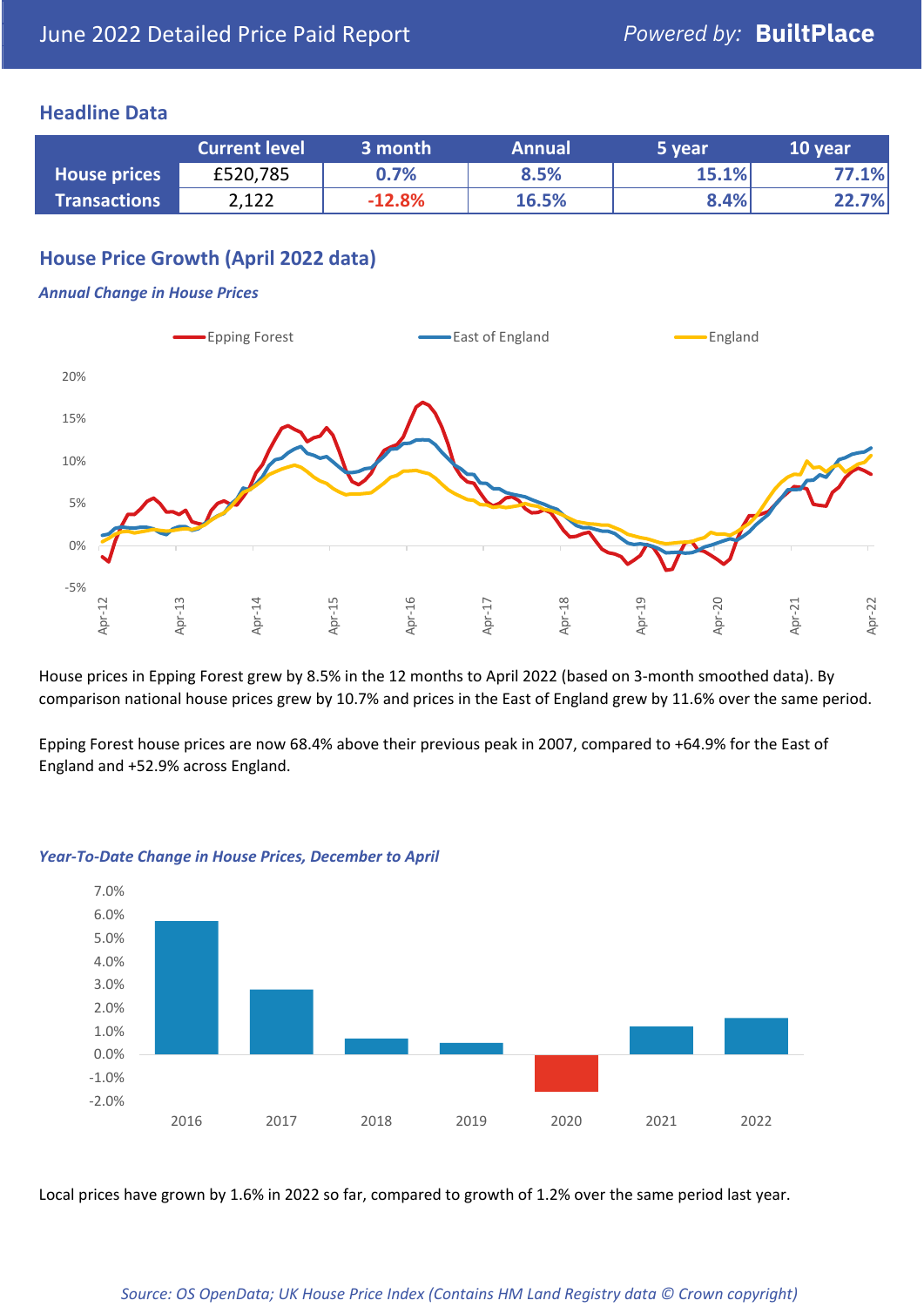June 2022 Detailed Price Paid Report — Powered by: **BuiltPlace**

## Headline Data

| | Current level | 3 month | Annual | 5 year | 10 year |
|---|---|---|---|---|---|
| **House prices** | £520,785 | 0.7% | 8.5% | 15.1% | 77.1% |
| **Transactions** | 2,122 | -12.8% | 16.5% | 8.4% | 22.7% |

## House Price Growth (April 2022 data)

***Annual Change in House Prices***

House prices in Epping Forest grew by 8.5% in the 12 months to April 2022 (based on 3-month smoothed data). By comparison national house prices grew by 10.7% and prices in the East of England grew by 11.6% over the same period.

Epping Forest house prices are now 68.4% above their previous peak in 2007, compared to +64.9% for the East of England and +52.9% across England.

***Year-To-Date Change in House Prices, December to April***

Local prices have grown by 1.6% in 2022 so far, compared to growth of 1.2% over the same period last year.

*Source: OS OpenData; UK House Price Index (Contains HM Land Registry data © Crown copyright)*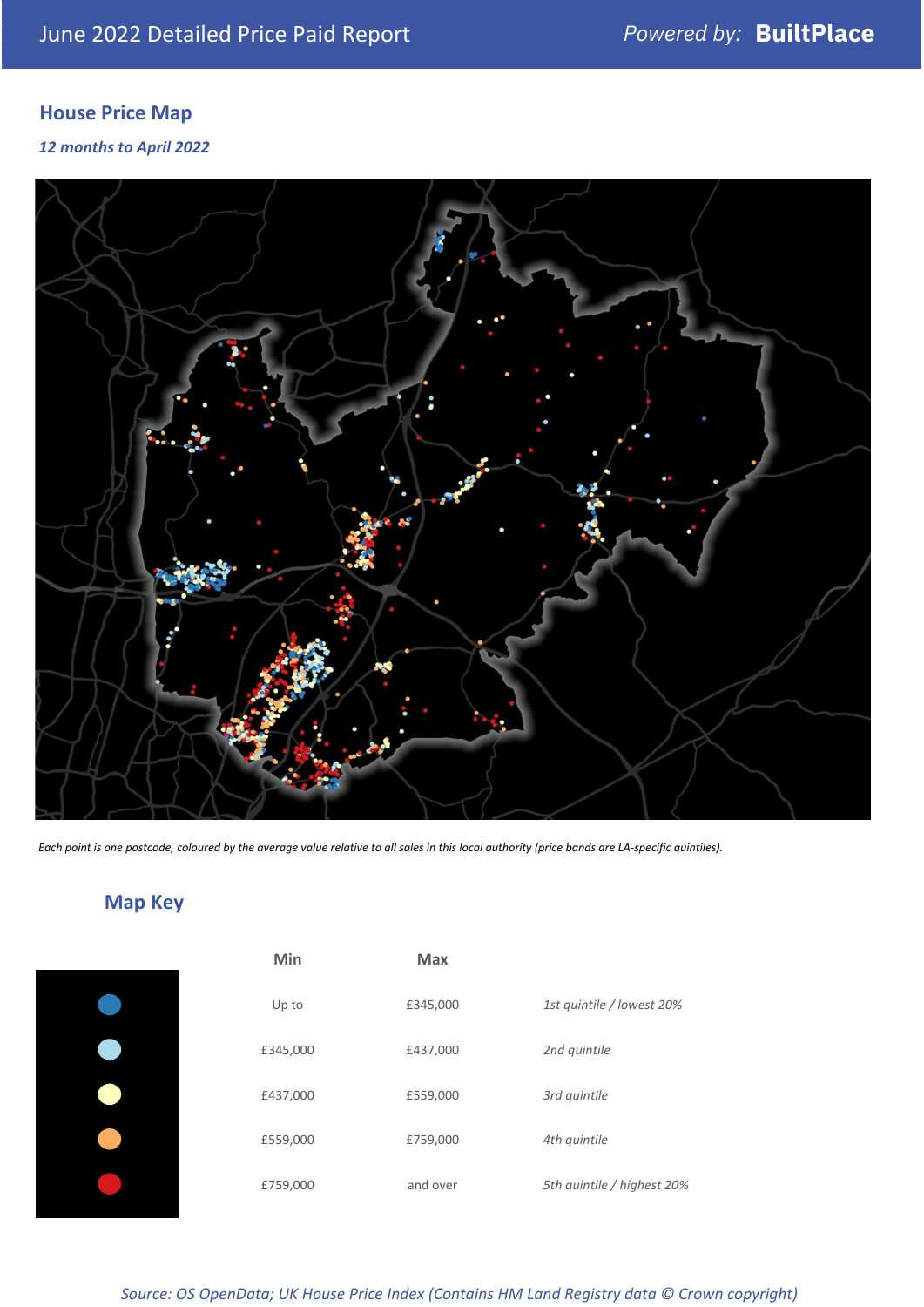June 2022 Detailed Price Paid Report

Powered by: **BuiltPlace**

## House Price Map

*12 months to April 2022*

*Each point is one postcode, coloured by the average value relative to all sales in this local authority (price bands are LA-specific quintiles).*

## Map Key

| Min | Max | |
|---|---|---|
| Up to | £345,000 | *1st quintile / lowest 20%* |
| £345,000 | £437,000 | *2nd quintile* |
| £437,000 | £559,000 | *3rd quintile* |
| £559,000 | £759,000 | *4th quintile* |
| £759,000 | and over | *5th quintile / highest 20%* |

*Source: OS OpenData; UK House Price Index (Contains HM Land Registry data © Crown copyright)*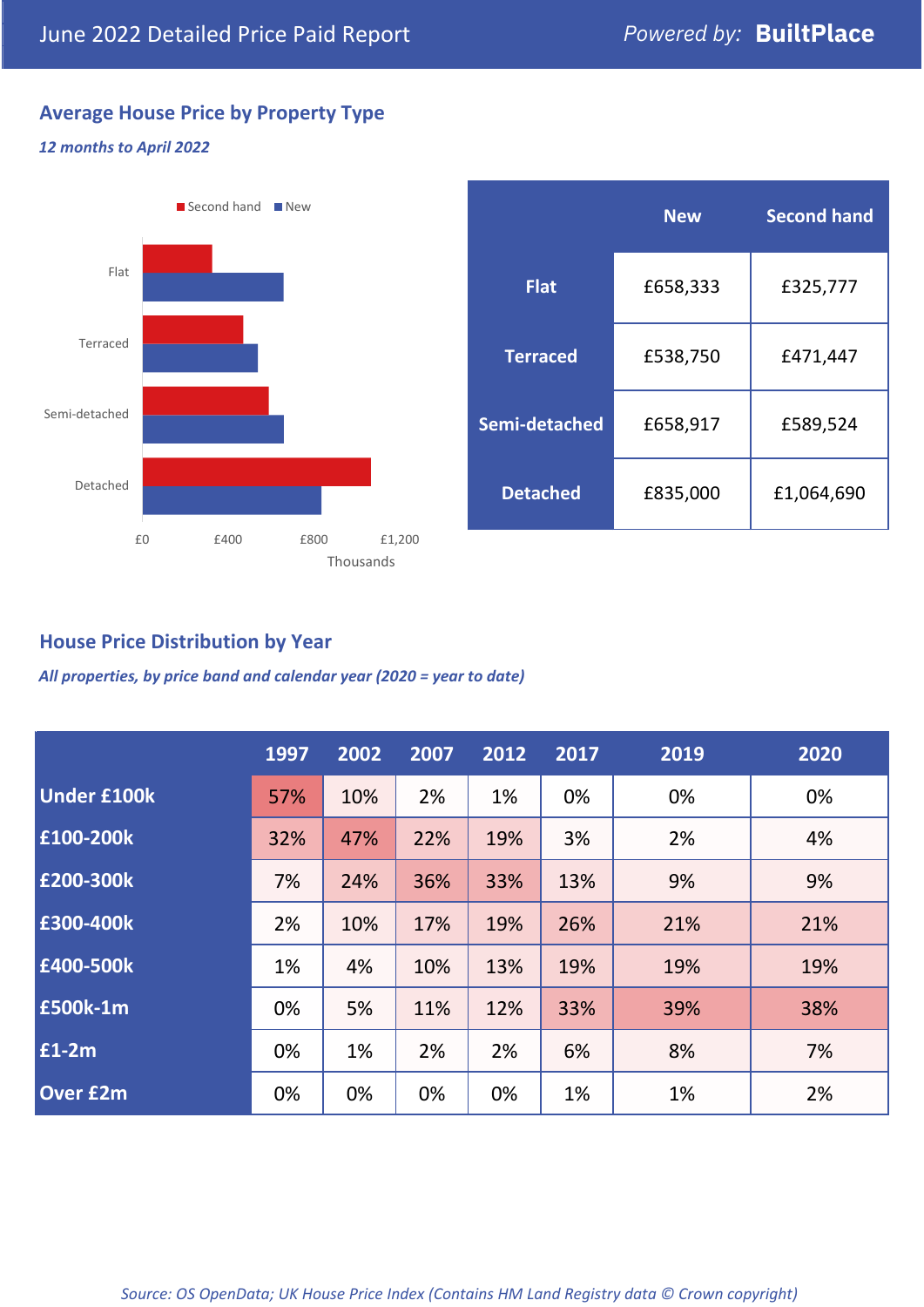# June 2022 Detailed Price Paid Report

*Powered by:* **BuiltPlace**

## Average House Price by Property Type

*12 months to April 2022*

Second hand | New

Flat

Terraced

Semi-detached

Detached

£0 £400 £800 £1,200

Thousands

| | New | Second hand |
|---|---|---|
| **Flat** | £658,333 | £325,777 |
| **Terraced** | £538,750 | £471,447 |
| **Semi-detached** | £658,917 | £589,524 |
| **Detached** | £835,000 | £1,064,690 |

## House Price Distribution by Year

*All properties, by price band and calendar year (2020 = year to date)*

| | 1997 | 2002 | 2007 | 2012 | 2017 | 2019 | 2020 |
|---|---|---|---|---|---|---|---|
| **Under £100k** | 57% | 10% | 2% | 1% | 0% | 0% | 0% |
| **£100-200k** | 32% | 47% | 22% | 19% | 3% | 2% | 4% |
| **£200-300k** | 7% | 24% | 36% | 33% | 13% | 9% | 9% |
| **£300-400k** | 2% | 10% | 17% | 19% | 26% | 21% | 21% |
| **£400-500k** | 1% | 4% | 10% | 13% | 19% | 19% | 19% |
| **£500k-1m** | 0% | 5% | 11% | 12% | 33% | 39% | 38% |
| **£1-2m** | 0% | 1% | 2% | 2% | 6% | 8% | 7% |
| **Over £2m** | 0% | 0% | 0% | 0% | 1% | 1% | 2% |

*Source: OS OpenData; UK House Price Index (Contains HM Land Registry data © Crown copyright)*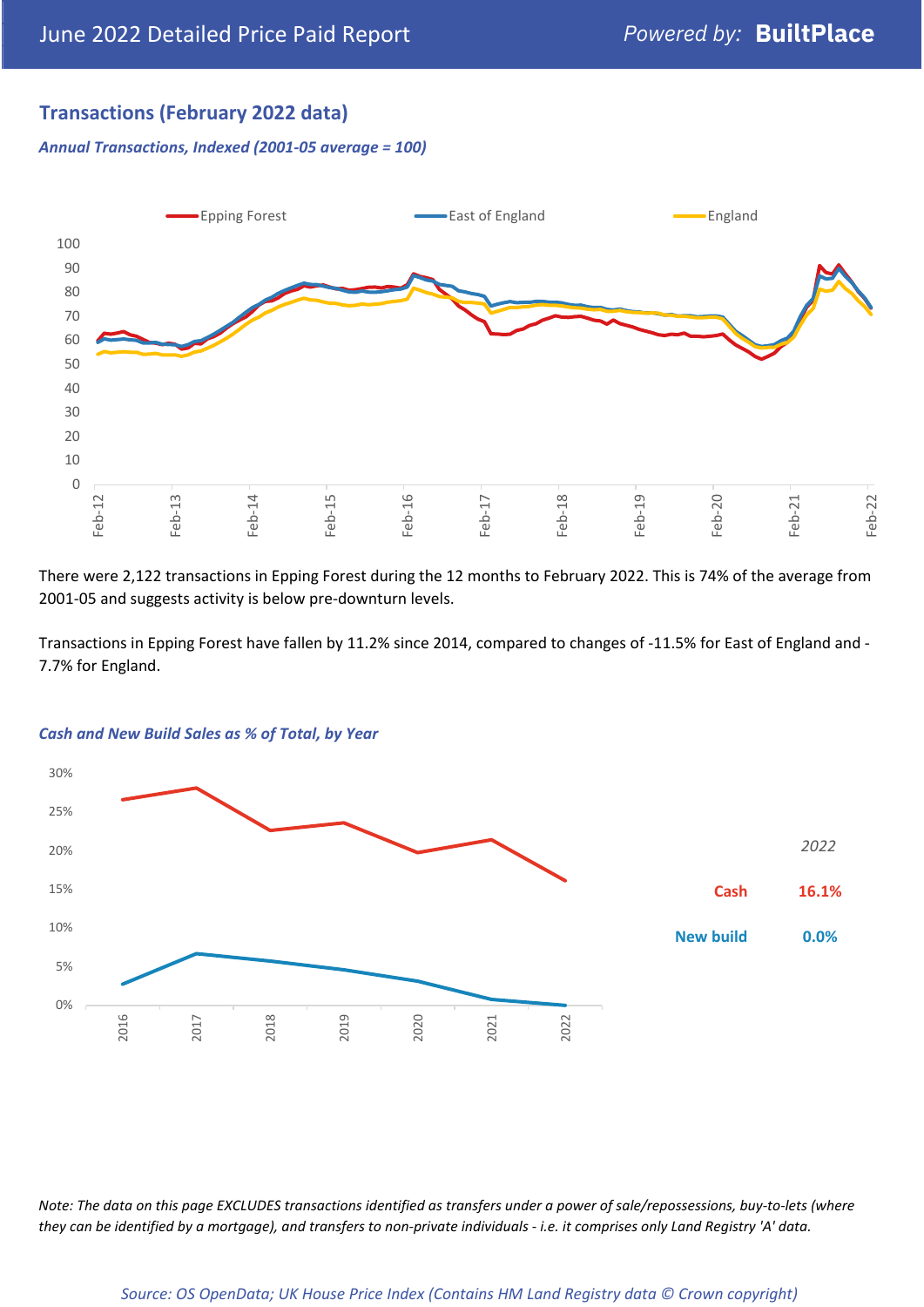## Transactions (February 2022 data)

*Annual Transactions, Indexed (2001-05 average = 100)*

There were 2,122 transactions in Epping Forest during the 12 months to February 2022. This is 74% of the average from 2001-05 and suggests activity is below pre-downturn levels.

Transactions in Epping Forest have fallen by 11.2% since 2014, compared to changes of -11.5% for East of England and -7.7% for England.

*Cash and New Build Sales as % of Total, by Year*

| 2022 | |
|---|---|
| Cash | 16.1% |
| New build | 0.0% |

*Note: The data on this page EXCLUDES transactions identified as transfers under a power of sale/repossessions, buy-to-lets (where they can be identified by a mortgage), and transfers to non-private individuals - i.e. it comprises only Land Registry 'A' data.*

*Source: OS OpenData; UK House Price Index (Contains HM Land Registry data © Crown copyright)*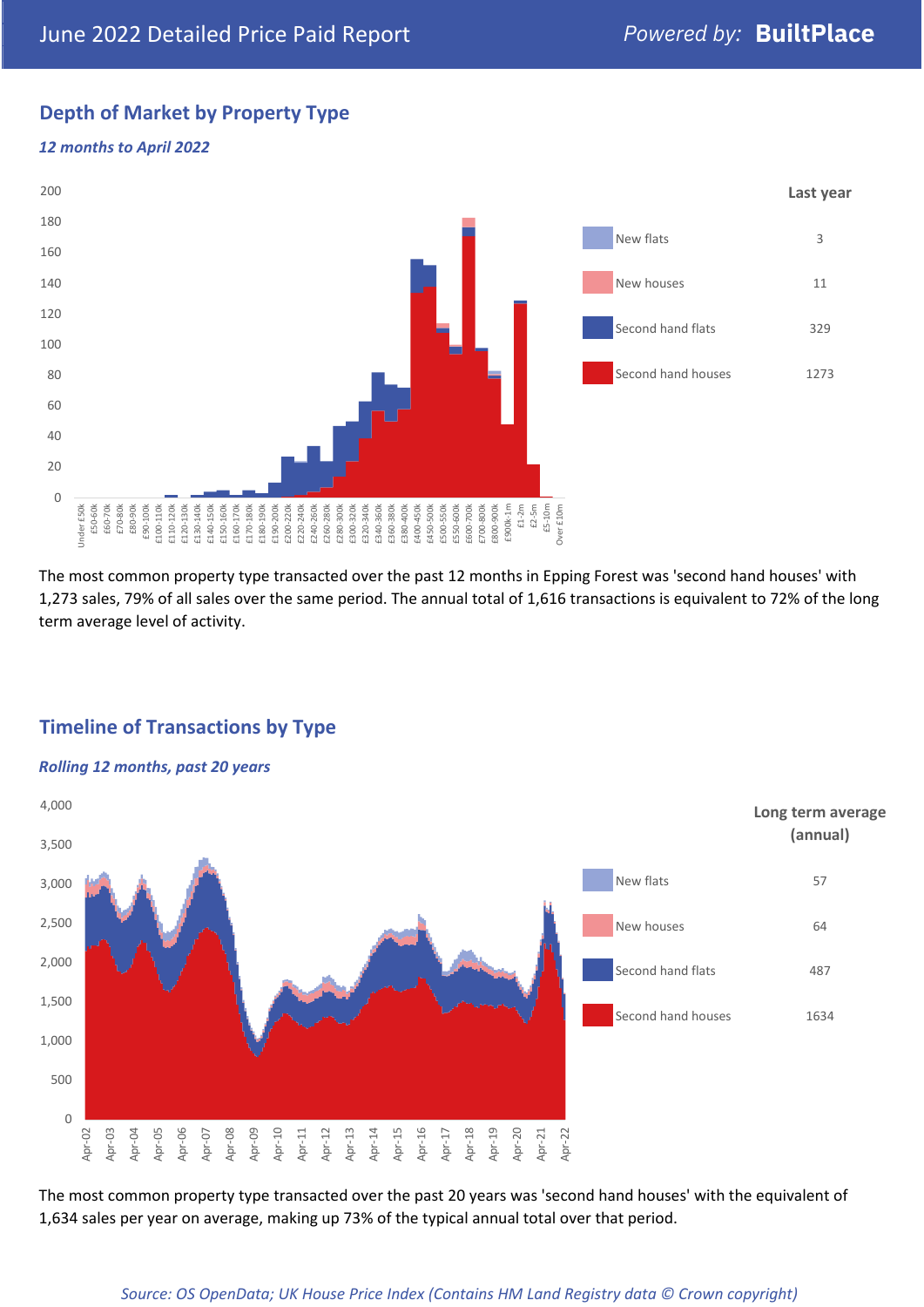# June 2022 Detailed Price Paid Report

Powered by: **BuiltPlace**

## Depth of Market by Property Type

*12 months to April 2022*

200
180
160
140
120
100
80
60
40
20
0

Under £50k, £50-60k, £60-70k, £70-80k, £80-90k, £90-100k, £100-110k, £110-120k, £120-130k, £130-140k, £140-150k, £150-160k, £160-170k, £170-180k, £180-190k, £190-200k, £200-220k, £220-240k, £240-260k, £260-280k, £280-300k, £300-320k, £320-340k, £340-360k, £360-380k, £380-400k, £400-450k, £450-500k, £500-550k, £550-600k, £600-700k, £700-800k, £800-900k, £900k-1m, £1-2m, £2-5m, £5-10m, Over £10m

Last year

New flats 3
New houses 11
Second hand flats 329
Second hand houses 1273

The most common property type transacted over the past 12 months in Epping Forest was 'second hand houses' with 1,273 sales, 79% of all sales over the same period. The annual total of 1,616 transactions is equivalent to 72% of the long term average level of activity.

## Timeline of Transactions by Type

*Rolling 12 months, past 20 years*

4,000
3,500
3,000
2,500
2,000
1,500
1,000
500
0

Apr-02, Apr-03, Apr-04, Apr-05, Apr-06, Apr-07, Apr-08, Apr-09, Apr-10, Apr-11, Apr-12, Apr-13, Apr-14, Apr-15, Apr-16, Apr-17, Apr-18, Apr-19, Apr-20, Apr-21, Apr-22

Long term average (annual)

New flats 57
New houses 64
Second hand flats 487
Second hand houses 1634

The most common property type transacted over the past 20 years was 'second hand houses' with the equivalent of 1,634 sales per year on average, making up 73% of the typical annual total over that period.

*Source: OS OpenData; UK House Price Index (Contains HM Land Registry data © Crown copyright)*